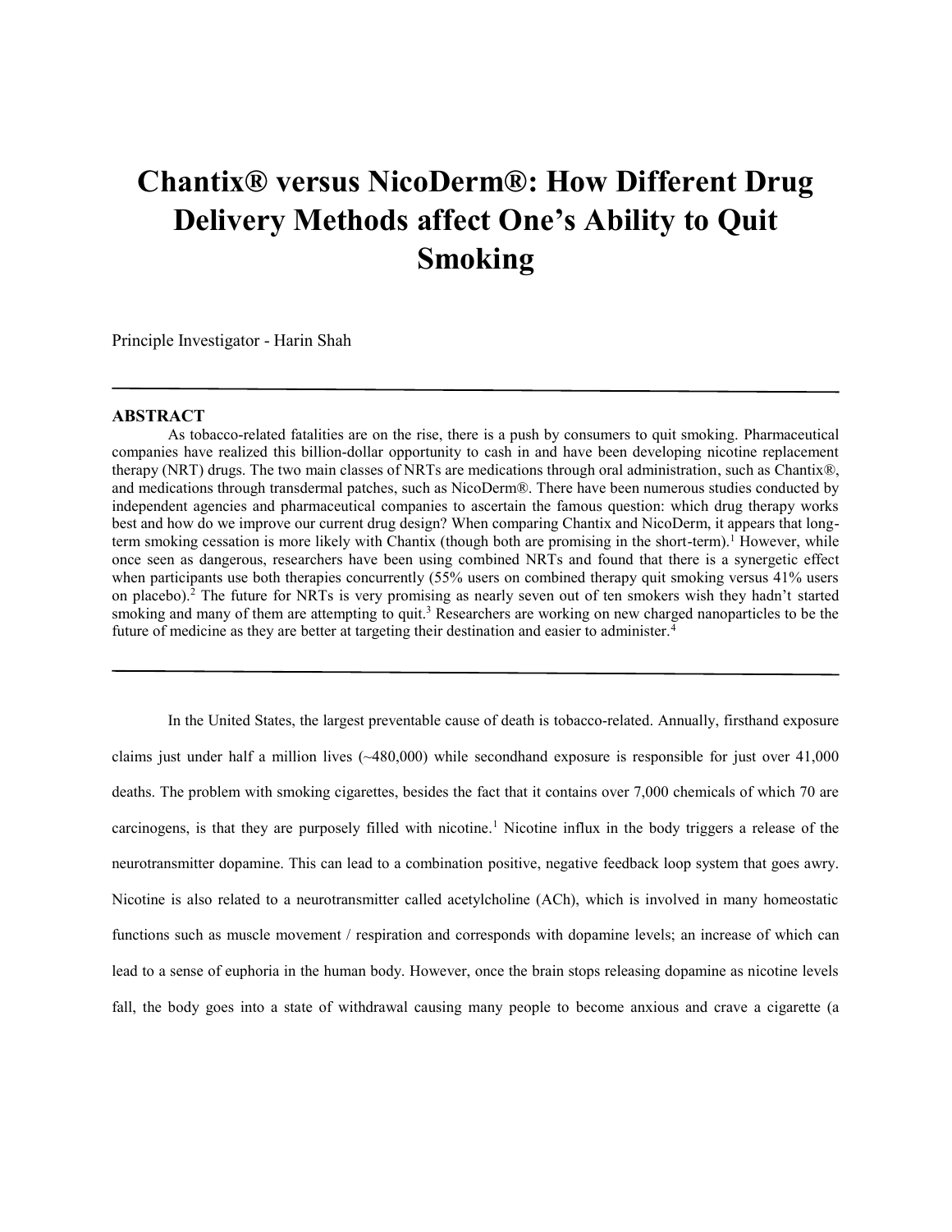# Chantix® versus NicoDerm®: How Different Drug Delivery Methods affect One's Ability to Quit Smoking

Principle Investigator - Harin Shah

---

## ABSTRACT

As tobacco-related fatalities are on the rise, there is a push by consumers to quit smoking. Pharmaceutical companies have realized this billion-dollar opportunity to cash in and have been developing nicotine replacement therapy (NRT) drugs. The two main classes of NRTs are medications through oral administration, such as Chantix®, and medications through transdermal patches, such as NicoDerm®. There have been numerous studies conducted by independent agencies and pharmaceutical companies to ascertain the famous question: which drug therapy works best and how do we improve our current drug design? When comparing Chantix and NicoDerm, it appears that long-term smoking cessation is more likely with Chantix (though both are promising in the short-term).[1] However, while once seen as dangerous, researchers have been using combined NRTs and found that there is a synergetic effect when participants use both therapies concurrently (55% users on combined therapy quit smoking versus 41% users on placebo).[2] The future for NRTs is very promising as nearly seven out of ten smokers wish they hadn't started smoking and many of them are attempting to quit.[3] Researchers are working on new charged nanoparticles to be the future of medicine as they are better at targeting their destination and easier to administer.[4]

---

In the United States, the largest preventable cause of death is tobacco-related. Annually, firsthand exposure claims just under half a million lives (~480,000) while secondhand exposure is responsible for just over 41,000 deaths. The problem with smoking cigarettes, besides the fact that it contains over 7,000 chemicals of which 70 are carcinogens, is that they are purposely filled with nicotine.[1] Nicotine influx in the body triggers a release of the neurotransmitter dopamine. This can lead to a combination positive, negative feedback loop system that goes awry. Nicotine is also related to a neurotransmitter called acetylcholine (ACh), which is involved in many homeostatic functions such as muscle movement / respiration and corresponds with dopamine levels; an increase of which can lead to a sense of euphoria in the human body. However, once the brain stops releasing dopamine as nicotine levels fall, the body goes into a state of withdrawal causing many people to become anxious and crave a cigarette (a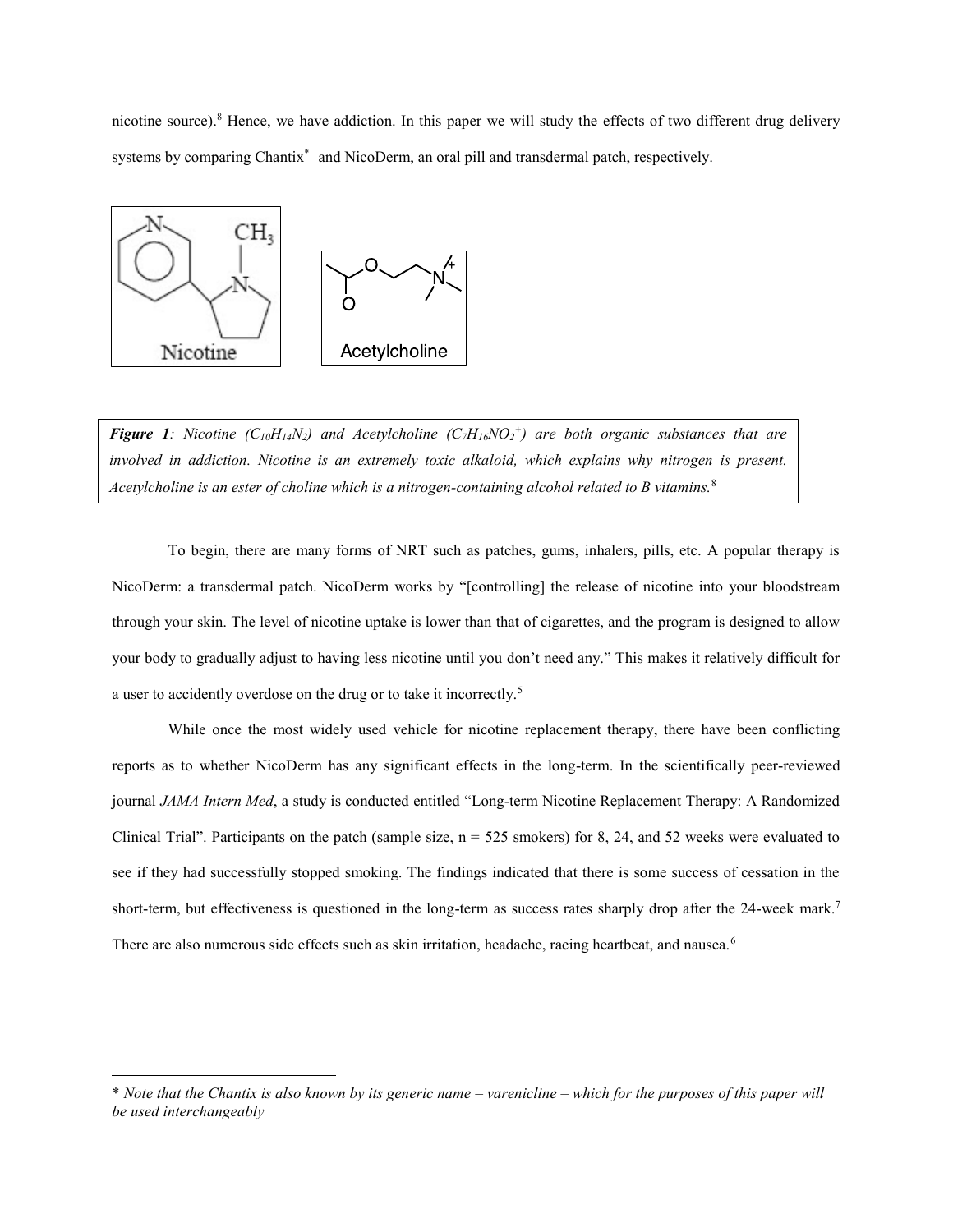nicotine source).[8] Hence, we have addiction. In this paper we will study the effects of two different drug delivery systems by comparing Chantix* and NicoDerm, an oral pill and transdermal patch, respectively.

***Figure 1**: Nicotine ($C_{10}H_{14}N_2$) and Acetylcholine ($C_7H_{16}NO_2^+$) are both organic substances that are involved in addiction. Nicotine is an extremely toxic alkaloid, which explains why nitrogen is present. Acetylcholine is an ester of choline which is a nitrogen-containing alcohol related to B vitamins.*[8]

To begin, there are many forms of NRT such as patches, gums, inhalers, pills, etc. A popular therapy is NicoDerm: a transdermal patch. NicoDerm works by "[controlling] the release of nicotine into your bloodstream through your skin. The level of nicotine uptake is lower than that of cigarettes, and the program is designed to allow your body to gradually adjust to having less nicotine until you don't need any." This makes it relatively difficult for a user to accidently overdose on the drug or to take it incorrectly.[5]

While once the most widely used vehicle for nicotine replacement therapy, there have been conflicting reports as to whether NicoDerm has any significant effects in the long-term. In the scientifically peer-reviewed journal *JAMA Intern Med*, a study is conducted entitled "Long-term Nicotine Replacement Therapy: A Randomized Clinical Trial". Participants on the patch (sample size, n = 525 smokers) for 8, 24, and 52 weeks were evaluated to see if they had successfully stopped smoking. The findings indicated that there is some success of cessation in the short-term, but effectiveness is questioned in the long-term as success rates sharply drop after the 24-week mark.[7] There are also numerous side effects such as skin irritation, headache, racing heartbeat, and nausea.[6]

---

\* *Note that the Chantix is also known by its generic name – varenicline – which for the purposes of this paper will be used interchangeably*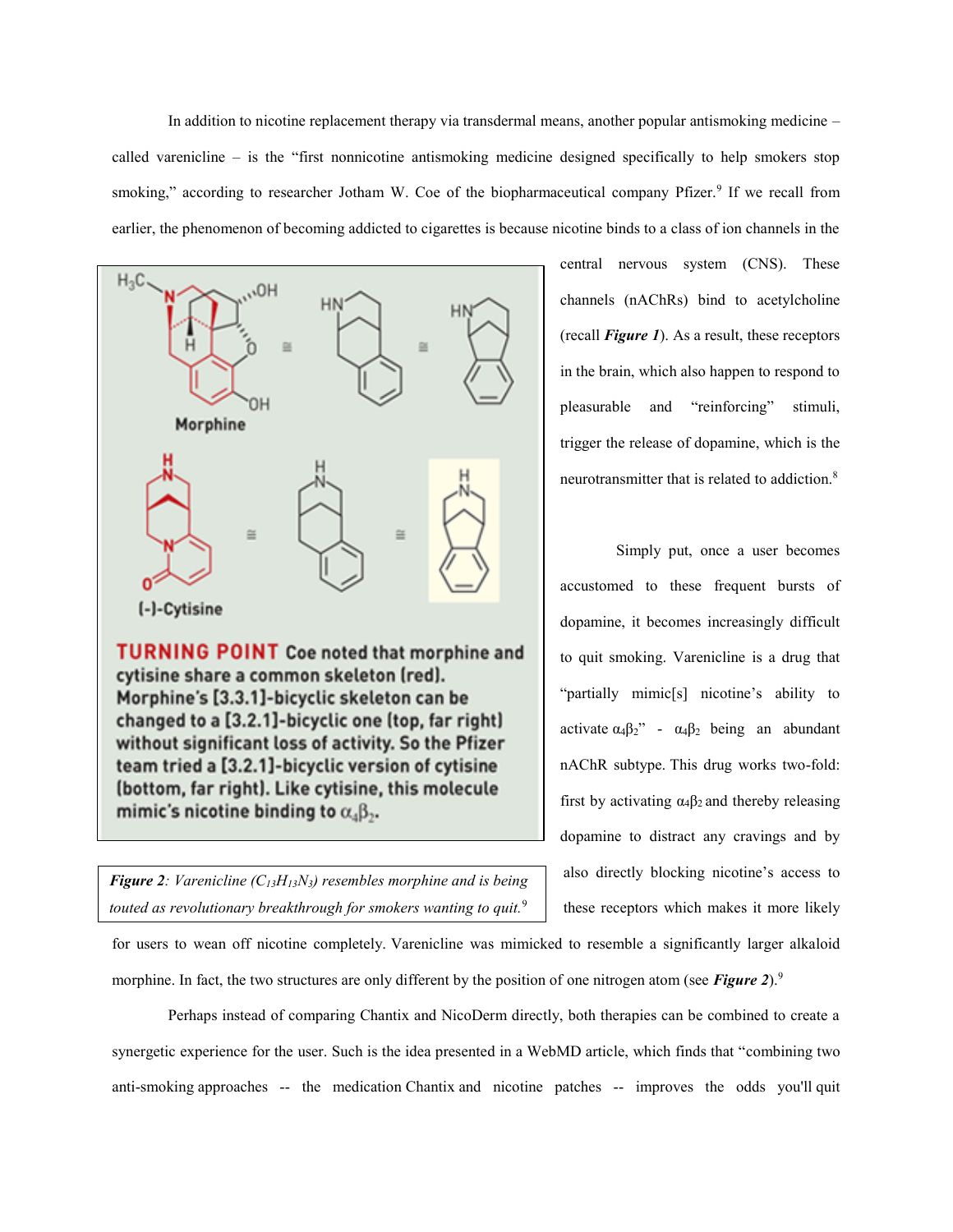In addition to nicotine replacement therapy via transdermal means, another popular antismoking medicine – called varenicline – is the "first nonnicotine antismoking medicine designed specifically to help smokers stop smoking," according to researcher Jotham W. Coe of the biopharmaceutical company Pfizer.[9] If we recall from earlier, the phenomenon of becoming addicted to cigarettes is because nicotine binds to a class of ion channels in the central nervous system (CNS). These channels (nAChRs) bind to acetylcholine (recall ***Figure 1***). As a result, these receptors in the brain, which also happen to respond to pleasurable and "reinforcing" stimuli, trigger the release of dopamine, which is the neurotransmitter that is related to addiction.[8]

TURNING POINT Coe noted that morphine and cytisine share a common skeleton (red). Morphine's [3.3.1]-bicyclic skeleton can be changed to a [3.2.1]-bicyclic one (top, far right) without significant loss of activity. So the Pfizer team tried a [3.2.1]-bicyclic version of cytisine (bottom, far right). Like cytisine, this molecule mimic's nicotine binding to $\alpha_4\beta_2$.

***Figure 2****: Varenicline ($C_{13}H_{13}N_3$) resembles morphine and is being touted as revolutionary breakthrough for smokers wanting to quit.*[9]

Simply put, once a user becomes accustomed to these frequent bursts of dopamine, it becomes increasingly difficult to quit smoking. Varenicline is a drug that "partially mimic[s] nicotine's ability to activate $\alpha_4\beta_2$" - $\alpha_4\beta_2$ being an abundant nAChR subtype. This drug works two-fold: first by activating $\alpha_4\beta_2$ and thereby releasing dopamine to distract any cravings and by also directly blocking nicotine's access to these receptors which makes it more likely for users to wean off nicotine completely. Varenicline was mimicked to resemble a significantly larger alkaloid morphine. In fact, the two structures are only different by the position of one nitrogen atom (see ***Figure 2***).[9]

Perhaps instead of comparing Chantix and NicoDerm directly, both therapies can be combined to create a synergetic experience for the user. Such is the idea presented in a WebMD article, which finds that "combining two anti-smoking approaches -- the medication Chantix and nicotine patches -- improves the odds you'll quit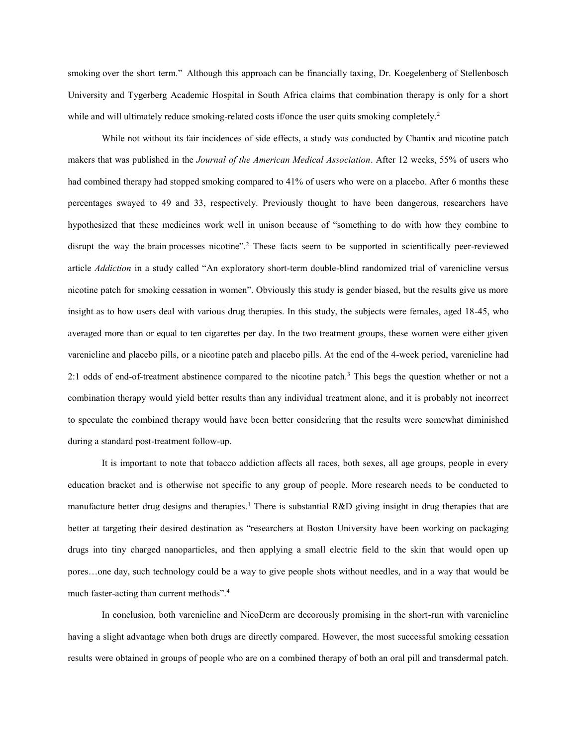smoking over the short term." Although this approach can be financially taxing, Dr. Koegelenberg of Stellenbosch University and Tygerberg Academic Hospital in South Africa claims that combination therapy is only for a short while and will ultimately reduce smoking-related costs if/once the user quits smoking completely.[2]

While not without its fair incidences of side effects, a study was conducted by Chantix and nicotine patch makers that was published in the *Journal of the American Medical Association*. After 12 weeks, 55% of users who had combined therapy had stopped smoking compared to 41% of users who were on a placebo. After 6 months these percentages swayed to 49 and 33, respectively. Previously thought to have been dangerous, researchers have hypothesized that these medicines work well in unison because of "something to do with how they combine to disrupt the way the brain processes nicotine".[2] These facts seem to be supported in scientifically peer-reviewed article *Addiction* in a study called "An exploratory short-term double-blind randomized trial of varenicline versus nicotine patch for smoking cessation in women". Obviously this study is gender biased, but the results give us more insight as to how users deal with various drug therapies. In this study, the subjects were females, aged 18-45, who averaged more than or equal to ten cigarettes per day. In the two treatment groups, these women were either given varenicline and placebo pills, or a nicotine patch and placebo pills. At the end of the 4-week period, varenicline had 2:1 odds of end-of-treatment abstinence compared to the nicotine patch.[3] This begs the question whether or not a combination therapy would yield better results than any individual treatment alone, and it is probably not incorrect to speculate the combined therapy would have been better considering that the results were somewhat diminished during a standard post-treatment follow-up.

It is important to note that tobacco addiction affects all races, both sexes, all age groups, people in every education bracket and is otherwise not specific to any group of people. More research needs to be conducted to manufacture better drug designs and therapies.[1] There is substantial R&D giving insight in drug therapies that are better at targeting their desired destination as "researchers at Boston University have been working on packaging drugs into tiny charged nanoparticles, and then applying a small electric field to the skin that would open up pores…one day, such technology could be a way to give people shots without needles, and in a way that would be much faster-acting than current methods".[4]

In conclusion, both varenicline and NicoDerm are decorously promising in the short-run with varenicline having a slight advantage when both drugs are directly compared. However, the most successful smoking cessation results were obtained in groups of people who are on a combined therapy of both an oral pill and transdermal patch.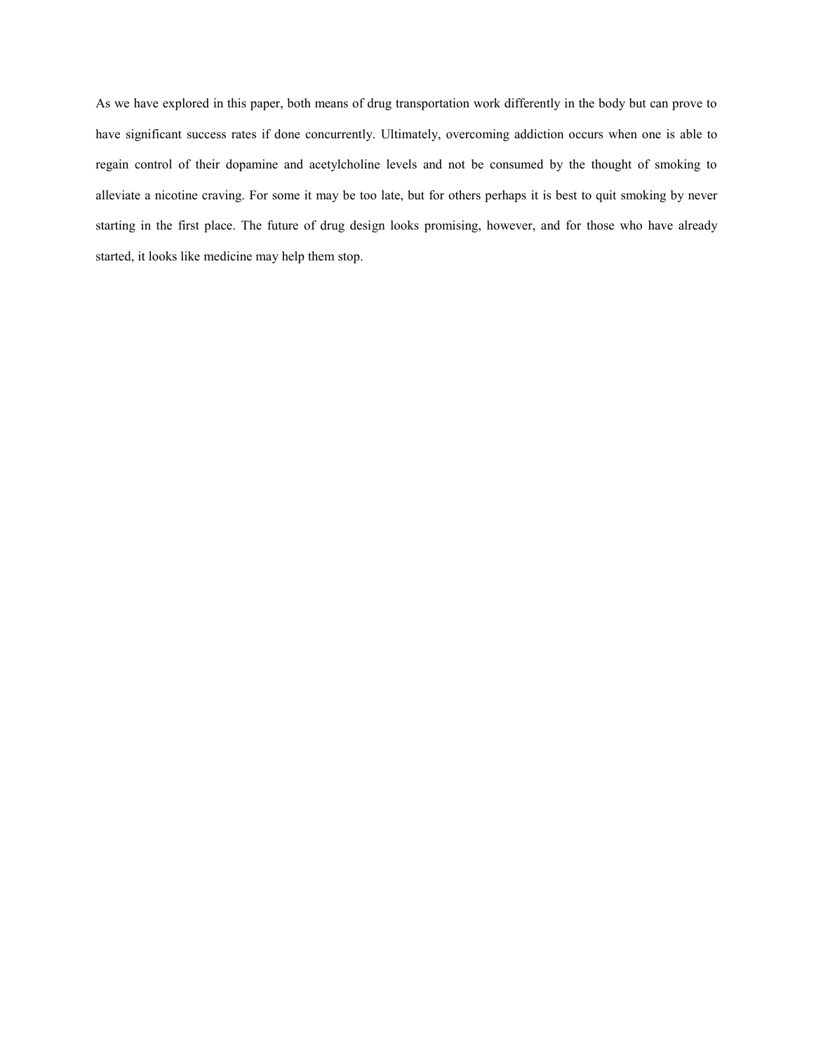As we have explored in this paper, both means of drug transportation work differently in the body but can prove to have significant success rates if done concurrently. Ultimately, overcoming addiction occurs when one is able to regain control of their dopamine and acetylcholine levels and not be consumed by the thought of smoking to alleviate a nicotine craving. For some it may be too late, but for others perhaps it is best to quit smoking by never starting in the first place. The future of drug design looks promising, however, and for those who have already started, it looks like medicine may help them stop.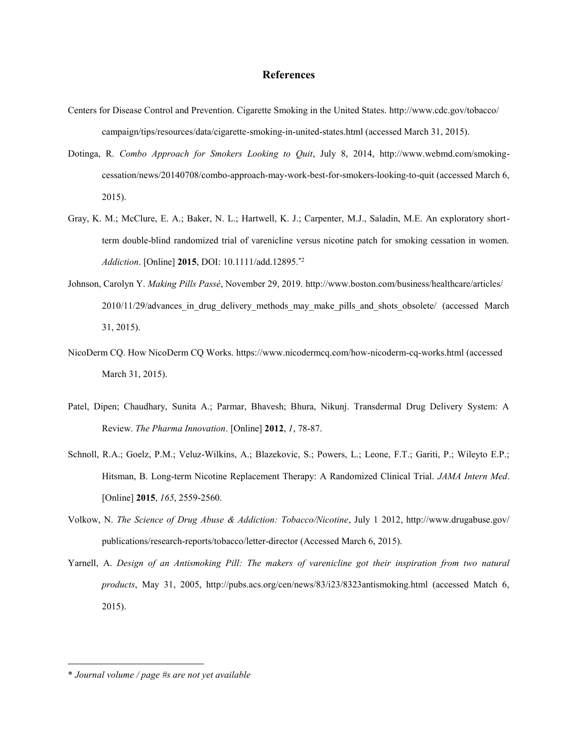# References

Centers for Disease Control and Prevention. Cigarette Smoking in the United States. http://www.cdc.gov/tobacco/campaign/tips/resources/data/cigarette-smoking-in-united-states.html (accessed March 31, 2015).

Dotinga, R. *Combo Approach for Smokers Looking to Quit*, July 8, 2014, http://www.webmd.com/smoking-cessation/news/20140708/combo-approach-may-work-best-for-smokers-looking-to-quit (accessed March 6, 2015).

Gray, K. M.; McClure, E. A.; Baker, N. L.; Hartwell, K. J.; Carpenter, M.J., Saladin, M.E. An exploratory short-term double-blind randomized trial of varenicline versus nicotine patch for smoking cessation in women. *Addiction*. [Online] **2015**, DOI: 10.1111/add.12895.[*2]

Johnson, Carolyn Y. *Making Pills Passé*, November 29, 2019. http://www.boston.com/business/healthcare/articles/2010/11/29/advances_in_drug_delivery_methods_may_make_pills_and_shots_obsolete/ (accessed March 31, 2015).

NicoDerm CQ. How NicoDerm CQ Works. https://www.nicodermcq.com/how-nicoderm-cq-works.html (accessed March 31, 2015).

Patel, Dipen; Chaudhary, Sunita A.; Parmar, Bhavesh; Bhura, Nikunj. Transdermal Drug Delivery System: A Review. *The Pharma Innovation*. [Online] **2012**, *1*, 78-87.

Schnoll, R.A.; Goelz, P.M.; Veluz-Wilkins, A.; Blazekovic, S.; Powers, L.; Leone, F.T.; Gariti, P.; Wileyto E.P.; Hitsman, B. Long-term Nicotine Replacement Therapy: A Randomized Clinical Trial. *JAMA Intern Med*. [Online] **2015**, *165*, 2559-2560.

Volkow, N. *The Science of Drug Abuse & Addiction: Tobacco/Nicotine*, July 1 2012, http://www.drugabuse.gov/publications/research-reports/tobacco/letter-director (Accessed March 6, 2015).

Yarnell, A. *Design of an Antismoking Pill: The makers of varenicline got their inspiration from two natural products*, May 31, 2005, http://pubs.acs.org/cen/news/83/i23/8323antismoking.html (accessed Match 6, 2015).

---

\* *Journal volume / page #s are not yet available*